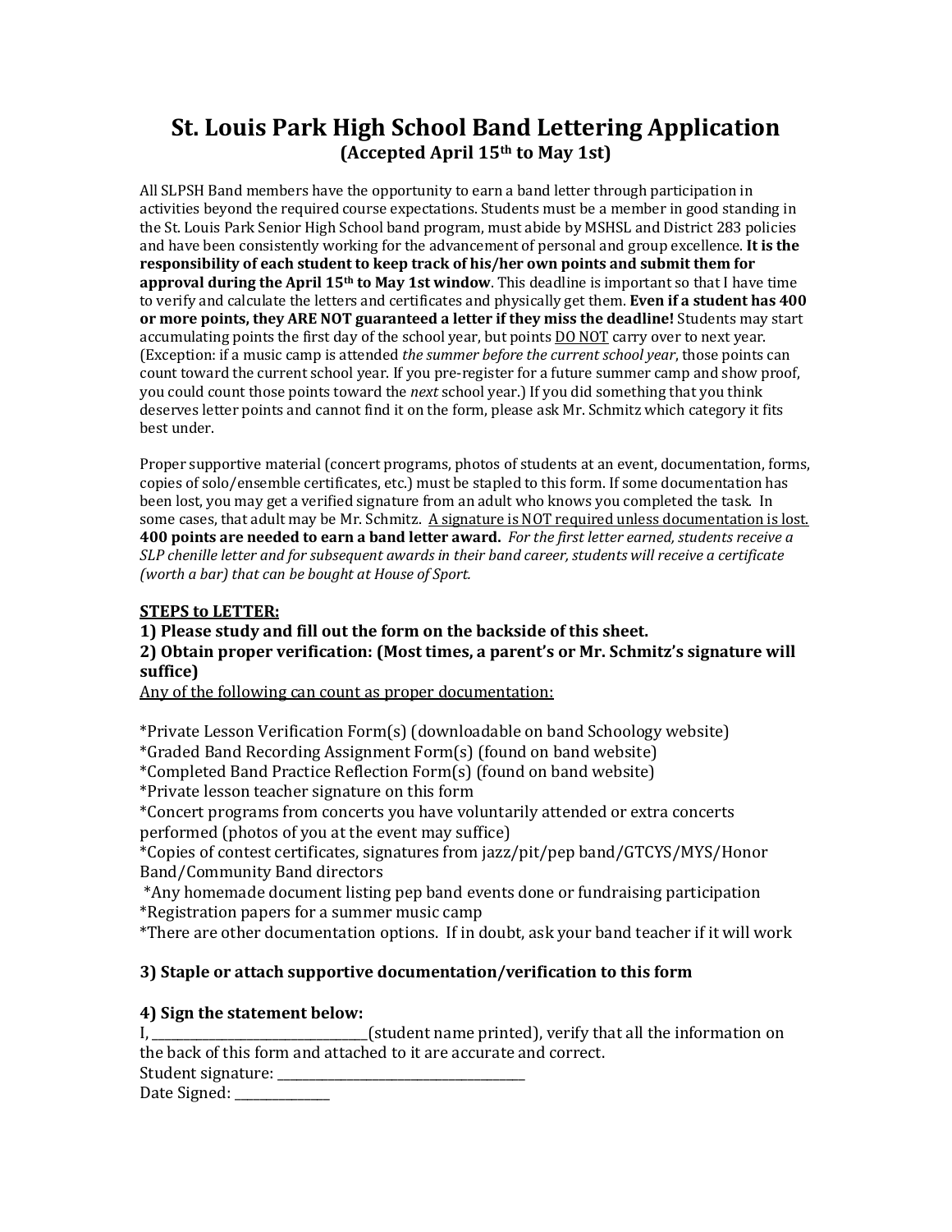# St. Louis Park High School Band Lettering Application

**(Accepted April 15th to May 1st)**

All SLPSH Band members have the opportunity to earn a band letter through participation in activities beyond the required course expectations. Students must be a member in good standing in the St. Louis Park Senior High School band program, must abide by MSHSL and District 283 policies and have been consistently working for the advancement of personal and group excellence. **It is the responsibility of each student to keep track of his/her own points and submit them for approval during the April 15th to May 1st window**. This deadline is important so that I have time to verify and calculate the letters and certificates and physically get them. **Even if a student has 400 or more points, they ARE NOT guaranteed a letter if they miss the deadline!** Students may start accumulating points the first day of the school year, but points <u>DO NOT</u> carry over to next year. (Exception: if a music camp is attended *the summer before the current school year*, those points can count toward the current school year. If you pre-register for a future summer camp and show proof, you could count those points toward the *next* school year.) If you did something that you think deserves letter points and cannot find it on the form, please ask Mr. Schmitz which category it fits best under.

Proper supportive material (concert programs, photos of students at an event, documentation, forms, copies of solo/ensemble certificates, etc.) must be stapled to this form. If some documentation has been lost, you may get a verified signature from an adult who knows you completed the task. In some cases, that adult may be Mr. Schmitz. <u>A signature is NOT required unless documentation is lost.</u> **400 points are needed to earn a band letter award.** *For the first letter earned, students receive a SLP chenille letter and for subsequent awards in their band career, students will receive a certificate (worth a bar) that can be bought at House of Sport.*

**<u>STEPS to LETTER:</u>**

**1) Please study and fill out the form on the backside of this sheet.**

**2) Obtain proper verification: (Most times, a parent's or Mr. Schmitz's signature will suffice)**

<u>Any of the following can count as proper documentation:</u>

*Private Lesson Verification Form(s) (downloadable on band Schoology website)
*Graded Band Recording Assignment Form(s) (found on band website)
*Completed Band Practice Reflection Form(s) (found on band website)
*Private lesson teacher signature on this form
*Concert programs from concerts you have voluntarily attended or extra concerts performed (photos of you at the event may suffice)
*Copies of contest certificates, signatures from jazz/pit/pep band/GTCYS/MYS/Honor Band/Community Band directors
*Any homemade document listing pep band events done or fundraising participation
*Registration papers for a summer music camp
*There are other documentation options. If in doubt, ask your band teacher if it will work

**3) Staple or attach supportive documentation/verification to this form**

**4) Sign the statement below:**

I, ________________________________(student name printed), verify that all the information on the back of this form and attached to it are accurate and correct.

Student signature: ______________________________________

Date Signed: _______________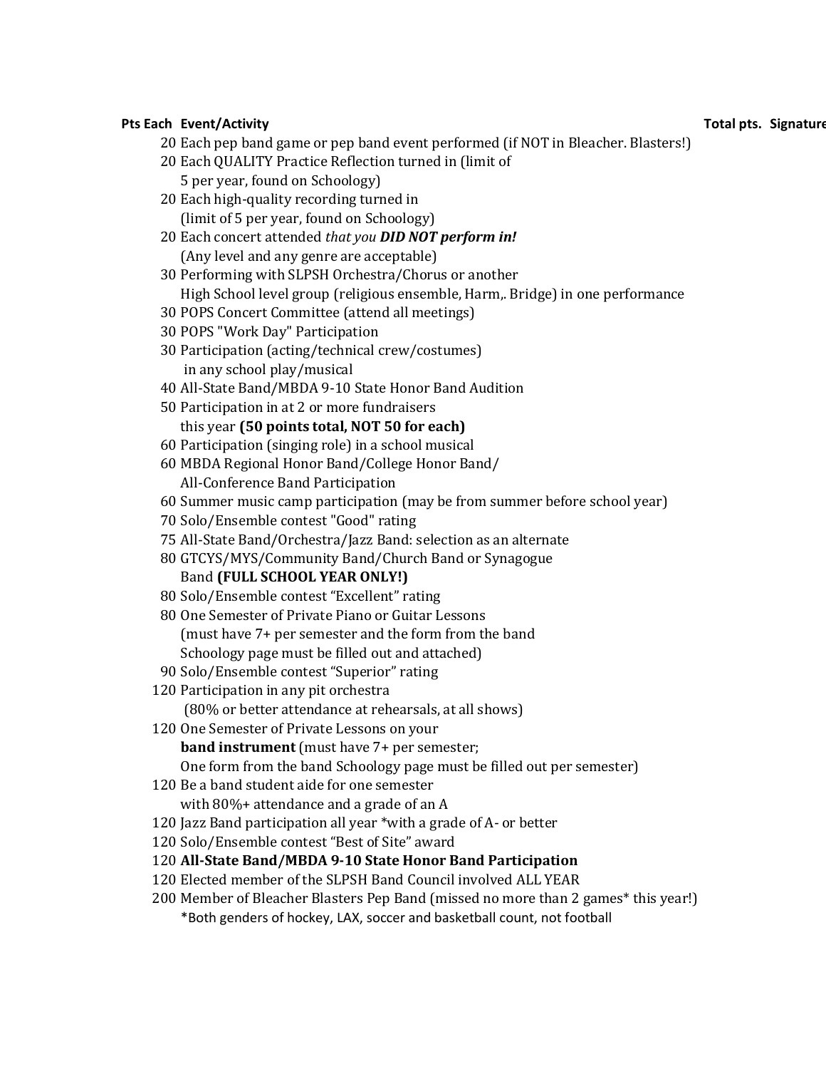| Pts Each | Event/Activity | Total pts. | Signature |
|---|---|---|---|
| 20 | Each pep band game or pep band event performed (if NOT in Bleacher. Blasters!) | | |
| 20 | Each QUALITY Practice Reflection turned in (limit of 5 per year, found on Schoology) | | |
| 20 | Each high-quality recording turned in (limit of 5 per year, found on Schoology) | | |
| 20 | Each concert attended *that you **DID NOT perform in!*** (Any level and any genre are acceptable) | | |
| 30 | Performing with SLPSH Orchestra/Chorus or another High School level group (religious ensemble, Harm,. Bridge) in one performance | | |
| 30 | POPS Concert Committee (attend all meetings) | | |
| 30 | POPS "Work Day" Participation | | |
| 30 | Participation (acting/technical crew/costumes) in any school play/musical | | |
| 40 | All-State Band/MBDA 9-10 State Honor Band Audition | | |
| 50 | Participation in at 2 or more fundraisers this year **(50 points total, NOT 50 for each)** | | |
| 60 | Participation (singing role) in a school musical | | |
| 60 | MBDA Regional Honor Band/College Honor Band/ All-Conference Band Participation | | |
| 60 | Summer music camp participation (may be from summer before school year) | | |
| 70 | Solo/Ensemble contest "Good" rating | | |
| 75 | All-State Band/Orchestra/Jazz Band: selection as an alternate | | |
| 80 | GTCYS/MYS/Community Band/Church Band or Synagogue Band **(FULL SCHOOL YEAR ONLY!)** | | |
| 80 | Solo/Ensemble contest "Excellent" rating | | |
| 80 | One Semester of Private Piano or Guitar Lessons (must have 7+ per semester and the form from the band Schoology page must be filled out and attached) | | |
| 90 | Solo/Ensemble contest "Superior" rating | | |
| 120 | Participation in any pit orchestra (80% or better attendance at rehearsals, at all shows) | | |
| 120 | One Semester of Private Lessons on your **band instrument** (must have 7+ per semester; One form from the band Schoology page must be filled out per semester) | | |
| 120 | Be a band student aide for one semester with 80%+ attendance and a grade of an A | | |
| 120 | Jazz Band participation all year *with a grade of A- or better | | |
| 120 | Solo/Ensemble contest "Best of Site" award | | |
| 120 | **All-State Band/MBDA 9-10 State Honor Band Participation** | | |
| 120 | Elected member of the SLPSH Band Council involved ALL YEAR | | |
| 200 | Member of Bleacher Blasters Pep Band (missed no more than 2 games* this year!) *Both genders of hockey, LAX, soccer and basketball count, not football | | |